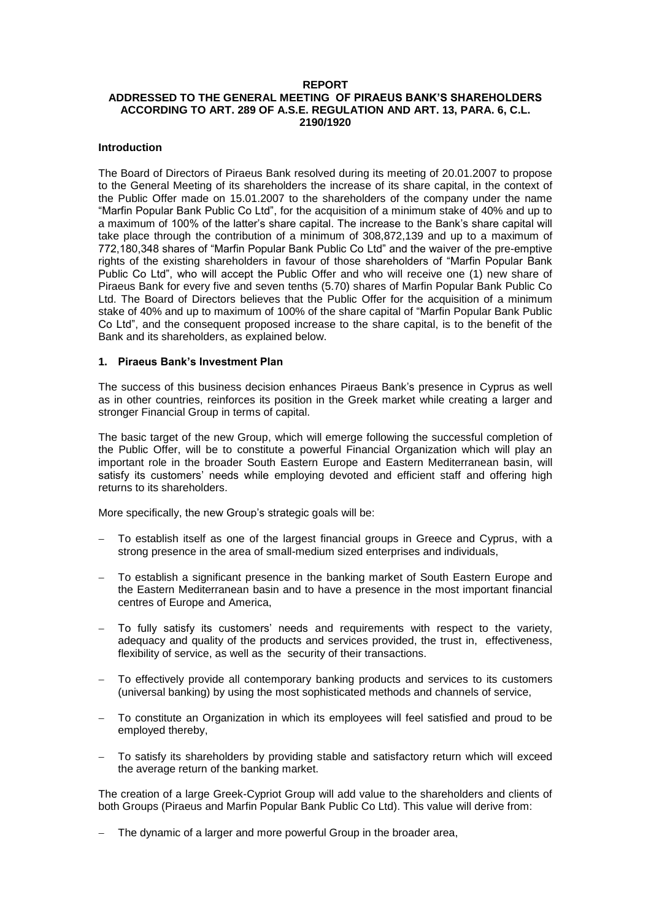# REPORT

## ADDRESSED TO THE GENERAL MEETING OF PIRAEUS BANK'S SHAREHOLDERS ACCORDING TO ART. 289 OF A.S.E. REGULATION AND ART. 13, PARA. 6, C.L. 2190/1920

### Introduction

The Board of Directors of Piraeus Bank resolved during its meeting of 20.01.2007 to propose to the General Meeting of its shareholders the increase of its share capital, in the context of the Public Offer made on 15.01.2007 to the shareholders of the company under the name "Marfin Popular Bank Public Co Ltd", for the acquisition of a minimum stake of 40% and up to a maximum of 100% of the latter's share capital. The increase to the Bank's share capital will take place through the contribution of a minimum of 308,872,139 and up to a maximum of 772,180,348 shares of "Marfin Popular Bank Public Co Ltd" and the waiver of the pre-emptive rights of the existing shareholders in favour of those shareholders of "Marfin Popular Bank Public Co Ltd", who will accept the Public Offer and who will receive one (1) new share of Piraeus Bank for every five and seven tenths (5.70) shares of Marfin Popular Bank Public Co Ltd. The Board of Directors believes that the Public Offer for the acquisition of a minimum stake of 40% and up to maximum of 100% of the share capital of "Marfin Popular Bank Public Co Ltd", and the consequent proposed increase to the share capital, is to the benefit of the Bank and its shareholders, as explained below.

### 1. Piraeus Bank's Investment Plan

The success of this business decision enhances Piraeus Bank's presence in Cyprus as well as in other countries, reinforces its position in the Greek market while creating a larger and stronger Financial Group in terms of capital.

The basic target of the new Group, which will emerge following the successful completion of the Public Offer, will be to constitute a powerful Financial Organization which will play an important role in the broader South Eastern Europe and Eastern Mediterranean basin, will satisfy its customers' needs while employing devoted and efficient staff and offering high returns to its shareholders.

More specifically, the new Group's strategic goals will be:

- To establish itself as one of the largest financial groups in Greece and Cyprus, with a strong presence in the area of small-medium sized enterprises and individuals,
- To establish a significant presence in the banking market of South Eastern Europe and the Eastern Mediterranean basin and to have a presence in the most important financial centres of Europe and America,
- To fully satisfy its customers' needs and requirements with respect to the variety, adequacy and quality of the products and services provided, the trust in, effectiveness, flexibility of service, as well as the security of their transactions.
- To effectively provide all contemporary banking products and services to its customers (universal banking) by using the most sophisticated methods and channels of service,
- To constitute an Organization in which its employees will feel satisfied and proud to be employed thereby,
- To satisfy its shareholders by providing stable and satisfactory return which will exceed the average return of the banking market.

The creation of a large Greek-Cypriot Group will add value to the shareholders and clients of both Groups (Piraeus and Marfin Popular Bank Public Co Ltd). This value will derive from:

- The dynamic of a larger and more powerful Group in the broader area,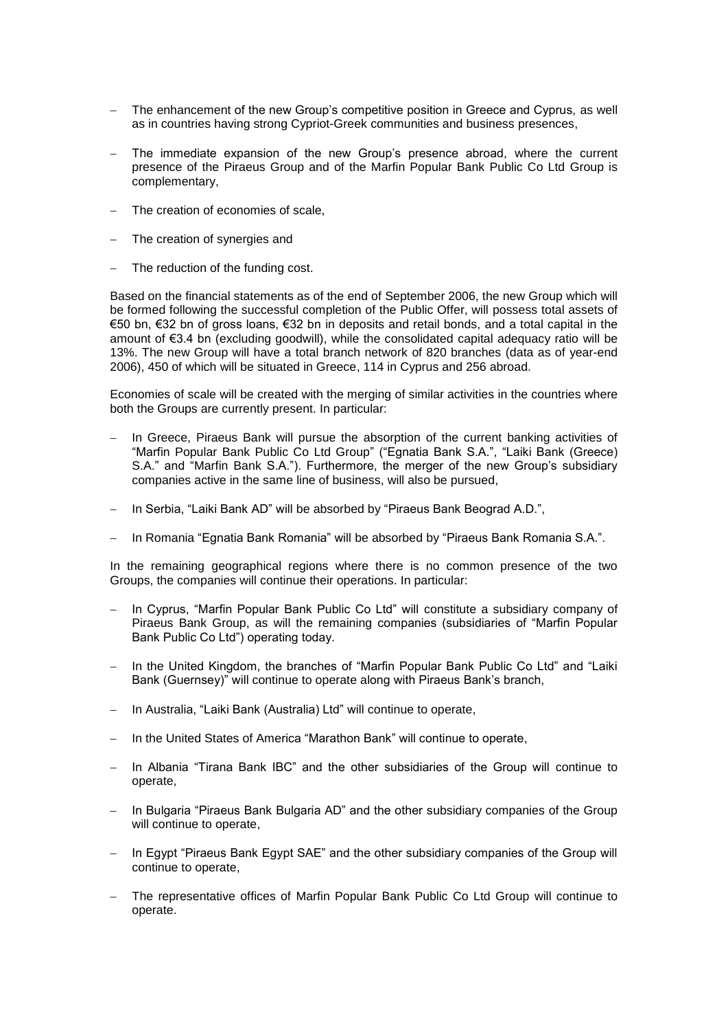- The enhancement of the new Group's competitive position in Greece and Cyprus, as well as in countries having strong Cypriot-Greek communities and business presences,
- The immediate expansion of the new Group's presence abroad, where the current presence of the Piraeus Group and of the Marfin Popular Bank Public Co Ltd Group is complementary,
- The creation of economies of scale,
- The creation of synergies and
- The reduction of the funding cost.

Based on the financial statements as of the end of September 2006, the new Group which will be formed following the successful completion of the Public Offer, will possess total assets of €50 bn, €32 bn of gross loans, €32 bn in deposits and retail bonds, and a total capital in the amount of €3.4 bn (excluding goodwill), while the consolidated capital adequacy ratio will be 13%. The new Group will have a total branch network of 820 branches (data as of year-end 2006), 450 of which will be situated in Greece, 114 in Cyprus and 256 abroad.

Economies of scale will be created with the merging of similar activities in the countries where both the Groups are currently present. In particular:

- In Greece, Piraeus Bank will pursue the absorption of the current banking activities of "Marfin Popular Bank Public Co Ltd Group" ("Egnatia Bank S.A.", "Laiki Bank (Greece) S.A." and "Marfin Bank S.A."). Furthermore, the merger of the new Group's subsidiary companies active in the same line of business, will also be pursued,
- In Serbia, "Laiki Bank AD" will be absorbed by "Piraeus Bank Beograd A.D.",
- In Romania "Egnatia Bank Romania" will be absorbed by "Piraeus Bank Romania S.A.".

In the remaining geographical regions where there is no common presence of the two Groups, the companies will continue their operations. In particular:

- In Cyprus, "Marfin Popular Bank Public Co Ltd" will constitute a subsidiary company of Piraeus Bank Group, as will the remaining companies (subsidiaries of "Marfin Popular Bank Public Co Ltd") operating today.
- In the United Kingdom, the branches of "Marfin Popular Bank Public Co Ltd" and "Laiki Bank (Guernsey)" will continue to operate along with Piraeus Bank's branch,
- In Australia, "Laiki Bank (Australia) Ltd" will continue to operate,
- In the United States of America "Marathon Bank" will continue to operate,
- In Albania "Tirana Bank IBC" and the other subsidiaries of the Group will continue to operate,
- In Bulgaria "Piraeus Bank Bulgaria AD" and the other subsidiary companies of the Group will continue to operate,
- In Egypt "Piraeus Bank Egypt SAE" and the other subsidiary companies of the Group will continue to operate,
- The representative offices of Marfin Popular Bank Public Co Ltd Group will continue to operate.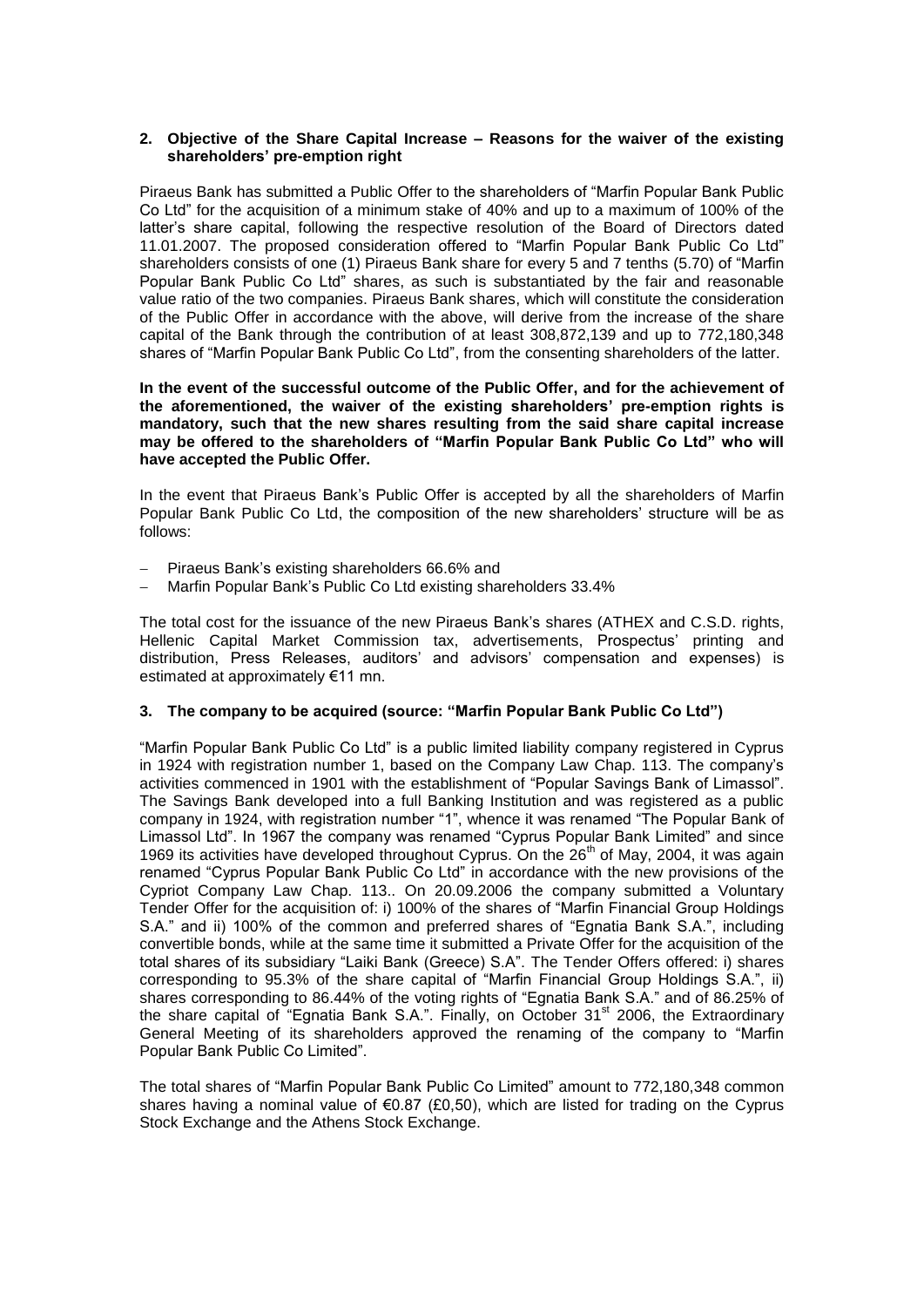## 2. Objective of the Share Capital Increase – Reasons for the waiver of the existing shareholders' pre-emption right

Piraeus Bank has submitted a Public Offer to the shareholders of "Marfin Popular Bank Public Co Ltd" for the acquisition of a minimum stake of 40% and up to a maximum of 100% of the latter's share capital, following the respective resolution of the Board of Directors dated 11.01.2007. The proposed consideration offered to "Marfin Popular Bank Public Co Ltd" shareholders consists of one (1) Piraeus Bank share for every 5 and 7 tenths (5.70) of "Marfin Popular Bank Public Co Ltd" shares, as such is substantiated by the fair and reasonable value ratio of the two companies. Piraeus Bank shares, which will constitute the consideration of the Public Offer in accordance with the above, will derive from the increase of the share capital of the Bank through the contribution of at least 308,872,139 and up to 772,180,348 shares of "Marfin Popular Bank Public Co Ltd", from the consenting shareholders of the latter.

**In the event of the successful outcome of the Public Offer, and for the achievement of the aforementioned, the waiver of the existing shareholders' pre-emption rights is mandatory, such that the new shares resulting from the said share capital increase may be offered to the shareholders of "Marfin Popular Bank Public Co Ltd" who will have accepted the Public Offer.**

In the event that Piraeus Bank's Public Offer is accepted by all the shareholders of Marfin Popular Bank Public Co Ltd, the composition of the new shareholders' structure will be as follows:

- Piraeus Bank's existing shareholders 66.6% and
- Marfin Popular Bank's Public Co Ltd existing shareholders 33.4%

The total cost for the issuance of the new Piraeus Bank's shares (ATHEX and C.S.D. rights, Hellenic Capital Market Commission tax, advertisements, Prospectus' printing and distribution, Press Releases, auditors' and advisors' compensation and expenses) is estimated at approximately €11 mn.

## 3. The company to be acquired (source: "Marfin Popular Bank Public Co Ltd")

"Marfin Popular Bank Public Co Ltd" is a public limited liability company registered in Cyprus in 1924 with registration number 1, based on the Company Law Chap. 113. The company's activities commenced in 1901 with the establishment of "Popular Savings Bank of Limassol". The Savings Bank developed into a full Banking Institution and was registered as a public company in 1924, with registration number "1", whence it was renamed "The Popular Bank of Limassol Ltd". In 1967 the company was renamed "Cyprus Popular Bank Limited" and since 1969 its activities have developed throughout Cyprus. On the 26th of May, 2004, it was again renamed "Cyprus Popular Bank Public Co Ltd" in accordance with the new provisions of the Cypriot Company Law Chap. 113.. On 20.09.2006 the company submitted a Voluntary Tender Offer for the acquisition of: i) 100% of the shares of "Marfin Financial Group Holdings S.A." and ii) 100% of the common and preferred shares of "Egnatia Bank S.A.", including convertible bonds, while at the same time it submitted a Private Offer for the acquisition of the total shares of its subsidiary "Laiki Bank (Greece) S.A". The Tender Offers offered: i) shares corresponding to 95.3% of the share capital of "Marfin Financial Group Holdings S.A.", ii) shares corresponding to 86.44% of the voting rights of "Egnatia Bank S.A." and of 86.25% of the share capital of "Egnatia Bank S.A.". Finally, on October 31st 2006, the Extraordinary General Meeting of its shareholders approved the renaming of the company to "Marfin Popular Bank Public Co Limited".

The total shares of "Marfin Popular Bank Public Co Limited" amount to 772,180,348 common shares having a nominal value of €0.87 (£0,50), which are listed for trading on the Cyprus Stock Exchange and the Athens Stock Exchange.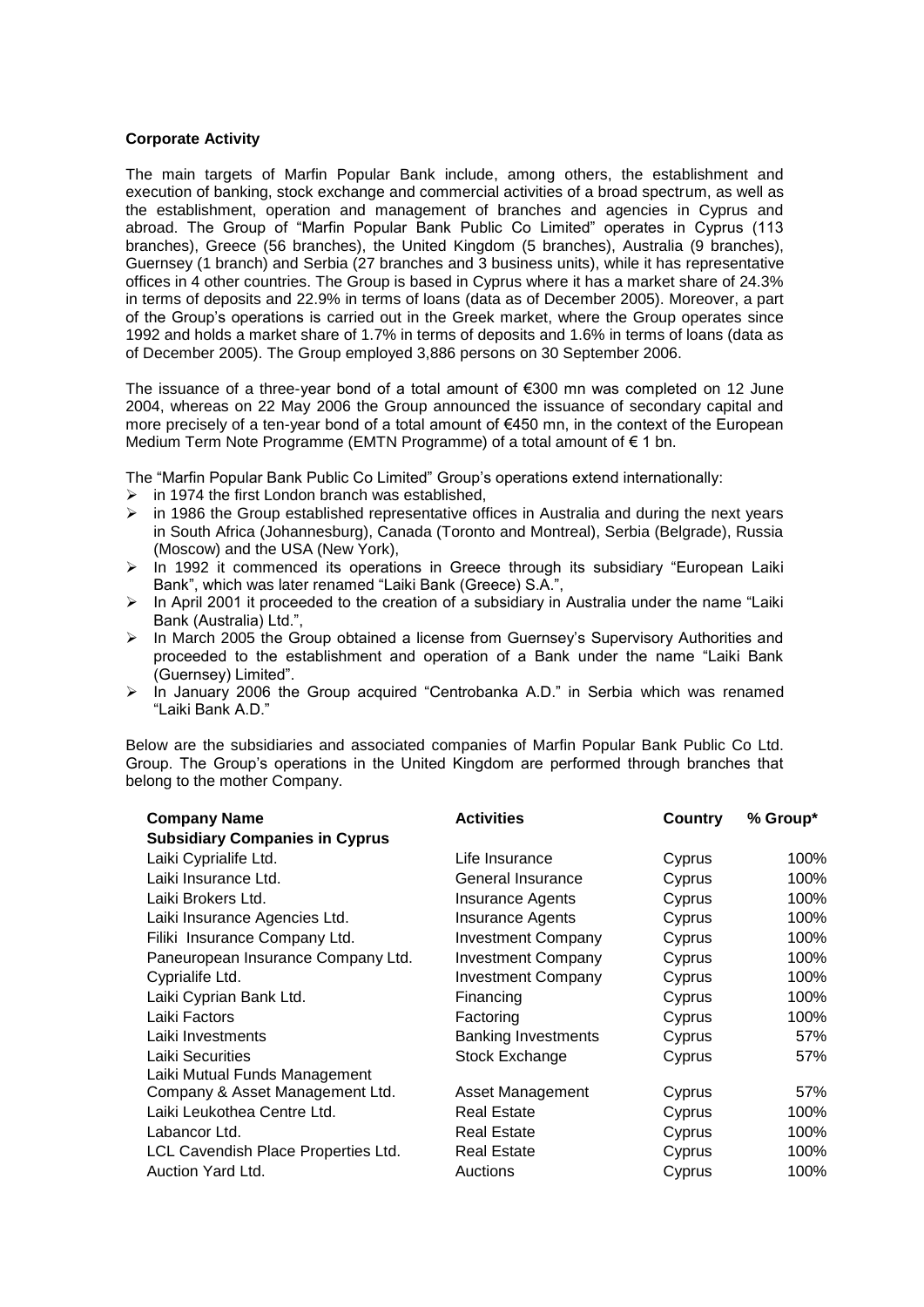**Corporate Activity**

The main targets of Marfin Popular Bank include, among others, the establishment and execution of banking, stock exchange and commercial activities of a broad spectrum, as well as the establishment, operation and management of branches and agencies in Cyprus and abroad. The Group of "Marfin Popular Bank Public Co Limited" operates in Cyprus (113 branches), Greece (56 branches), the United Kingdom (5 branches), Australia (9 branches), Guernsey (1 branch) and Serbia (27 branches and 3 business units), while it has representative offices in 4 other countries. The Group is based in Cyprus where it has a market share of 24.3% in terms of deposits and 22.9% in terms of loans (data as of December 2005). Moreover, a part of the Group's operations is carried out in the Greek market, where the Group operates since 1992 and holds a market share of 1.7% in terms of deposits and 1.6% in terms of loans (data as of December 2005). The Group employed 3,886 persons on 30 September 2006.

The issuance of a three-year bond of a total amount of €300 mn was completed on 12 June 2004, whereas on 22 May 2006 the Group announced the issuance of secondary capital and more precisely of a ten-year bond of a total amount of €450 mn, in the context of the European Medium Term Note Programme (EMTN Programme) of a total amount of € 1 bn.

The "Marfin Popular Bank Public Co Limited" Group's operations extend internationally:

- in 1974 the first London branch was established,
- in 1986 the Group established representative offices in Australia and during the next years in South Africa (Johannesburg), Canada (Toronto and Montreal), Serbia (Belgrade), Russia (Moscow) and the USA (New York),
- In 1992 it commenced its operations in Greece through its subsidiary "European Laiki Bank", which was later renamed "Laiki Bank (Greece) S.A.",
- In April 2001 it proceeded to the creation of a subsidiary in Australia under the name "Laiki Bank (Australia) Ltd.",
- In March 2005 the Group obtained a license from Guernsey's Supervisory Authorities and proceeded to the establishment and operation of a Bank under the name "Laiki Bank (Guernsey) Limited".
- In January 2006 the Group acquired "Centrobanka A.D." in Serbia which was renamed "Laiki Bank A.D."

Below are the subsidiaries and associated companies of Marfin Popular Bank Public Co Ltd. Group. The Group's operations in the United Kingdom are performed through branches that belong to the mother Company.

| Company Name | Activities | Country | % Group* |
|---|---|---|---|
| **Subsidiary Companies in Cyprus** | | | |
| Laiki Cyprialife Ltd. | Life Insurance | Cyprus | 100% |
| Laiki Insurance Ltd. | General Insurance | Cyprus | 100% |
| Laiki Brokers Ltd. | Insurance Agents | Cyprus | 100% |
| Laiki Insurance Agencies Ltd. | Insurance Agents | Cyprus | 100% |
| Filiki Insurance Company Ltd. | Investment Company | Cyprus | 100% |
| Paneuropean Insurance Company Ltd. | Investment Company | Cyprus | 100% |
| Cyprialife Ltd. | Investment Company | Cyprus | 100% |
| Laiki Cyprian Bank Ltd. | Financing | Cyprus | 100% |
| Laiki Factors | Factoring | Cyprus | 100% |
| Laiki Investments | Banking Investments | Cyprus | 57% |
| Laiki Securities | Stock Exchange | Cyprus | 57% |
| Laiki Mutual Funds Management Company & Asset Management Ltd. | Asset Management | Cyprus | 57% |
| Laiki Leukothea Centre Ltd. | Real Estate | Cyprus | 100% |
| Labancor Ltd. | Real Estate | Cyprus | 100% |
| LCL Cavendish Place Properties Ltd. | Real Estate | Cyprus | 100% |
| Auction Yard Ltd. | Auctions | Cyprus | 100% |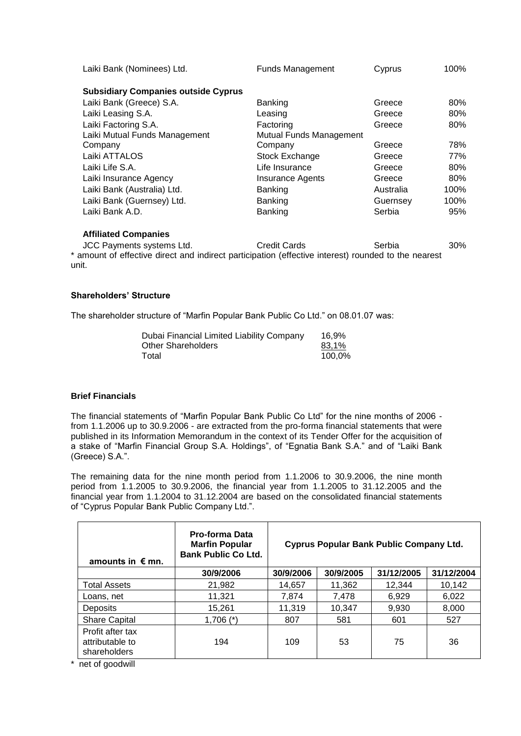| | | | |
|---|---|---|---|
| Laiki Bank (Nominees) Ltd. | Funds Management | Cyprus | 100% |
| **Subsidiary Companies outside Cyprus** | | | |
| Laiki Bank (Greece) S.A. | Banking | Greece | 80% |
| Laiki Leasing S.A. | Leasing | Greece | 80% |
| Laiki Factoring S.A. | Factoring | Greece | 80% |
| Laiki Mutual Funds Management Company | Mutual Funds Management Company | Greece | 78% |
| Laiki ATTALOS | Stock Exchange | Greece | 77% |
| Laiki Life S.A. | Life Insurance | Greece | 80% |
| Laiki Insurance Agency | Insurance Agents | Greece | 80% |
| Laiki Bank (Australia) Ltd. | Banking | Australia | 100% |
| Laiki Bank (Guernsey) Ltd. | Banking | Guernsey | 100% |
| Laiki Bank A.D. | Banking | Serbia | 95% |
| **Affiliated Companies** | | | |
| JCC Payments systems Ltd. | Credit Cards | Serbia | 30% |

* amount of effective direct and indirect participation (effective interest) rounded to the nearest unit.

### Shareholders' Structure

The shareholder structure of "Marfin Popular Bank Public Co Ltd." on 08.01.07 was:

| | |
|---|---|
| Dubai Financial Limited Liability Company | 16,9% |
| Other Shareholders | 83,1% |
| Total | 100,0% |

### Brief Financials

The financial statements of "Marfin Popular Bank Public Co Ltd" for the nine months of 2006 - from 1.1.2006 up to 30.9.2006 - are extracted from the pro-forma financial statements that were published in its Information Memorandum in the context of its Tender Offer for the acquisition of a stake of "Marfin Financial Group S.A. Holdings", of "Egnatia Bank S.A." and of "Laiki Bank (Greece) S.A.".

The remaining data for the nine month period from 1.1.2006 to 30.9.2006, the nine month period from 1.1.2005 to 30.9.2006, the financial year from 1.1.2005 to 31.12.2005 and the financial year from 1.1.2004 to 31.12.2004 are based on the consolidated financial statements of "Cyprus Popular Bank Public Company Ltd.".

| amounts in € mn. | Pro-forma Data Marfin Popular Bank Public Co Ltd. | Cyprus Popular Bank Public Company Ltd. | | | |
|---|---|---|---|---|---|
| | 30/9/2006 | 30/9/2006 | 30/9/2005 | 31/12/2005 | 31/12/2004 |
| Total Assets | 21,982 | 14,657 | 11,362 | 12,344 | 10,142 |
| Loans, net | 11,321 | 7,874 | 7,478 | 6,929 | 6,022 |
| Deposits | 15,261 | 11,319 | 10,347 | 9,930 | 8,000 |
| Share Capital | 1,706 (*) | 807 | 581 | 601 | 527 |
| Profit after tax attributable to shareholders | 194 | 109 | 53 | 75 | 36 |

* net of goodwill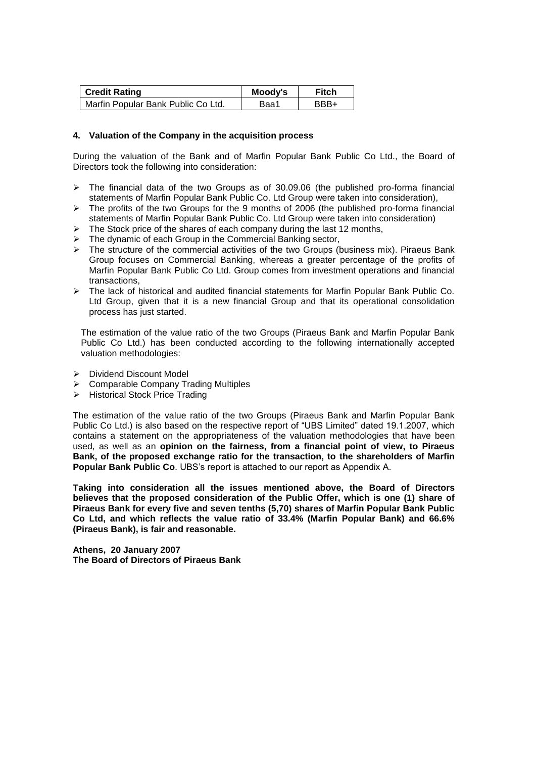| Credit Rating | Moody's | Fitch |
|---|---|---|
| Marfin Popular Bank Public Co Ltd. | Baa1 | BBB+ |

**4. Valuation of the Company in the acquisition process**

During the valuation of the Bank and of Marfin Popular Bank Public Co Ltd., the Board of Directors took the following into consideration:

- The financial data of the two Groups as of 30.09.06 (the published pro-forma financial statements of Marfin Popular Bank Public Co. Ltd Group were taken into consideration),
- The profits of the two Groups for the 9 months of 2006 (the published pro-forma financial statements of Marfin Popular Bank Public Co. Ltd Group were taken into consideration)
- The Stock price of the shares of each company during the last 12 months,
- The dynamic of each Group in the Commercial Banking sector,
- The structure of the commercial activities of the two Groups (business mix). Piraeus Bank Group focuses on Commercial Banking, whereas a greater percentage of the profits of Marfin Popular Bank Public Co Ltd. Group comes from investment operations and financial transactions,
- The lack of historical and audited financial statements for Marfin Popular Bank Public Co. Ltd Group, given that it is a new financial Group and that its operational consolidation process has just started.

The estimation of the value ratio of the two Groups (Piraeus Bank and Marfin Popular Bank Public Co Ltd.) has been conducted according to the following internationally accepted valuation methodologies:

- Dividend Discount Model
- Comparable Company Trading Multiples
- Historical Stock Price Trading

The estimation of the value ratio of the two Groups (Piraeus Bank and Marfin Popular Bank Public Co Ltd.) is also based on the respective report of "UBS Limited" dated 19.1.2007, which contains a statement on the appropriateness of the valuation methodologies that have been used, as well as an **opinion on the fairness, from a financial point of view, to Piraeus Bank, of the proposed exchange ratio for the transaction, to the shareholders of Marfin Popular Bank Public Co**. UBS's report is attached to our report as Appendix A.

**Taking into consideration all the issues mentioned above, the Board of Directors believes that the proposed consideration of the Public Offer, which is one (1) share of Piraeus Bank for every five and seven tenths (5,70) shares of Marfin Popular Bank Public Co Ltd, and which reflects the value ratio of 33.4% (Marfin Popular Bank) and 66.6% (Piraeus Bank), is fair and reasonable.**

**Athens, 20 January 2007**
**The Board of Directors of Piraeus Bank**